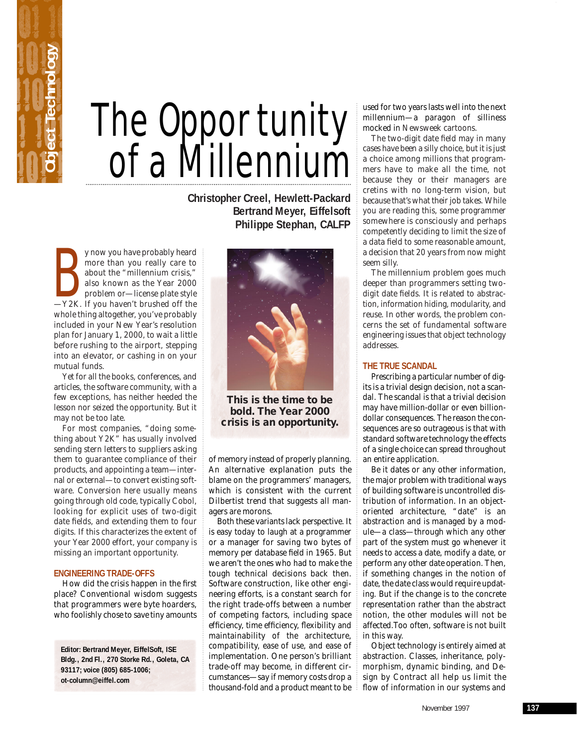# The Opportunity of a Millennium

**Christopher Creel, Hewlett-Packard**
**Bertrand Meyer, Eiffelsoft**
**Philippe Stephan, CALFP**

By now you have probably heard more than you really care to about the "millennium crisis," also known as the Year 2000 problem or—license plate style—Y2K. If you haven't brushed off the whole thing altogether, you've probably included in your New Year's resolution plan for January 1, 2000, to wait a little before rushing to the airport, stepping into an elevator, or cashing in on your mutual funds.

Yet for all the books, conferences, and articles, the software community, with a few exceptions, has neither heeded the lesson nor seized the opportunity. But it may not be too late.

For most companies, "doing something about Y2K" has usually involved sending stern letters to suppliers asking them to guarantee compliance of their products, and appointing a team—internal or external—to convert existing software. Conversion here usually means going through old code, typically Cobol, looking for explicit uses of two-digit date fields, and extending them to four digits. If this characterizes the extent of your Year 2000 effort, your company is missing an important opportunity.

## ENGINEERING TRADE-OFFS

How did the crisis happen in the first place? Conventional wisdom suggests that programmers were byte hoarders, who foolishly chose to save tiny amounts of memory instead of properly planning. An alternative explanation puts the blame on the programmers' managers, which is consistent with the current Dilbertist trend that suggests all managers are morons.

Both these variants lack perspective. It is easy today to laugh at a programmer or a manager for saving two bytes of memory per database field in 1965. But we aren't the ones who had to make the tough technical decisions back then. Software construction, like other engineering efforts, is a constant search for the right trade-offs between a number of competing factors, including space efficiency, time efficiency, flexibility and maintainability of the architecture, compatibility, ease of use, and ease of implementation. One person's brilliant trade-off may become, in different circumstances—say if memory costs drop a thousand-fold and a product meant to be used for two years lasts well into the next millennium—a paragon of silliness mocked in *Newsweek* cartoons.

**This is the time to be bold. The Year 2000 crisis is an opportunity.**

The two-digit date field may in many cases have been a silly choice, but it is just a choice among millions that programmers have to make all the time, not because they or their managers are cretins with no long-term vision, but because that's what their job takes. While you are reading this, some programmer somewhere is consciously and perhaps competently deciding to limit the size of a data field to some reasonable amount, a decision that 20 years from now might seem silly.

The millennium problem goes much deeper than programmers setting two-digit date fields. It is related to abstraction, information hiding, modularity, and reuse. In other words, the problem concerns the set of fundamental software engineering issues that object technology addresses.

## THE TRUE SCANDAL

Prescribing a particular number of digits is a trivial design decision, not a scandal. The scandal is that a trivial decision may have million-dollar or even billion-dollar consequences. The reason the consequences are so outrageous is that with standard software technology the effects of a single choice can spread throughout an entire application.

Be it dates or any other information, the major problem with traditional ways of building software is uncontrolled distribution of information. In an object-oriented architecture, "date" is an abstraction and is managed by a module—a class—through which any other part of the system must go whenever it needs to access a date, modify a date, or perform any other date operation. Then, if something changes in the notion of date, the date class would require updating. But if the change is to the concrete representation rather than the abstract notion, the other modules will not be affected. Too often, software is not built in this way.

Object technology is entirely aimed at abstraction. Classes, inheritance, polymorphism, dynamic binding, and Design by Contract all help us limit the flow of information in our systems and

**Editor: Bertrand Meyer, EiffelSoft, ISE Bldg., 2nd Fl., 270 Storke Rd., Goleta, CA 93117; voice (805) 685-1006; ot-column@eiffel.com**